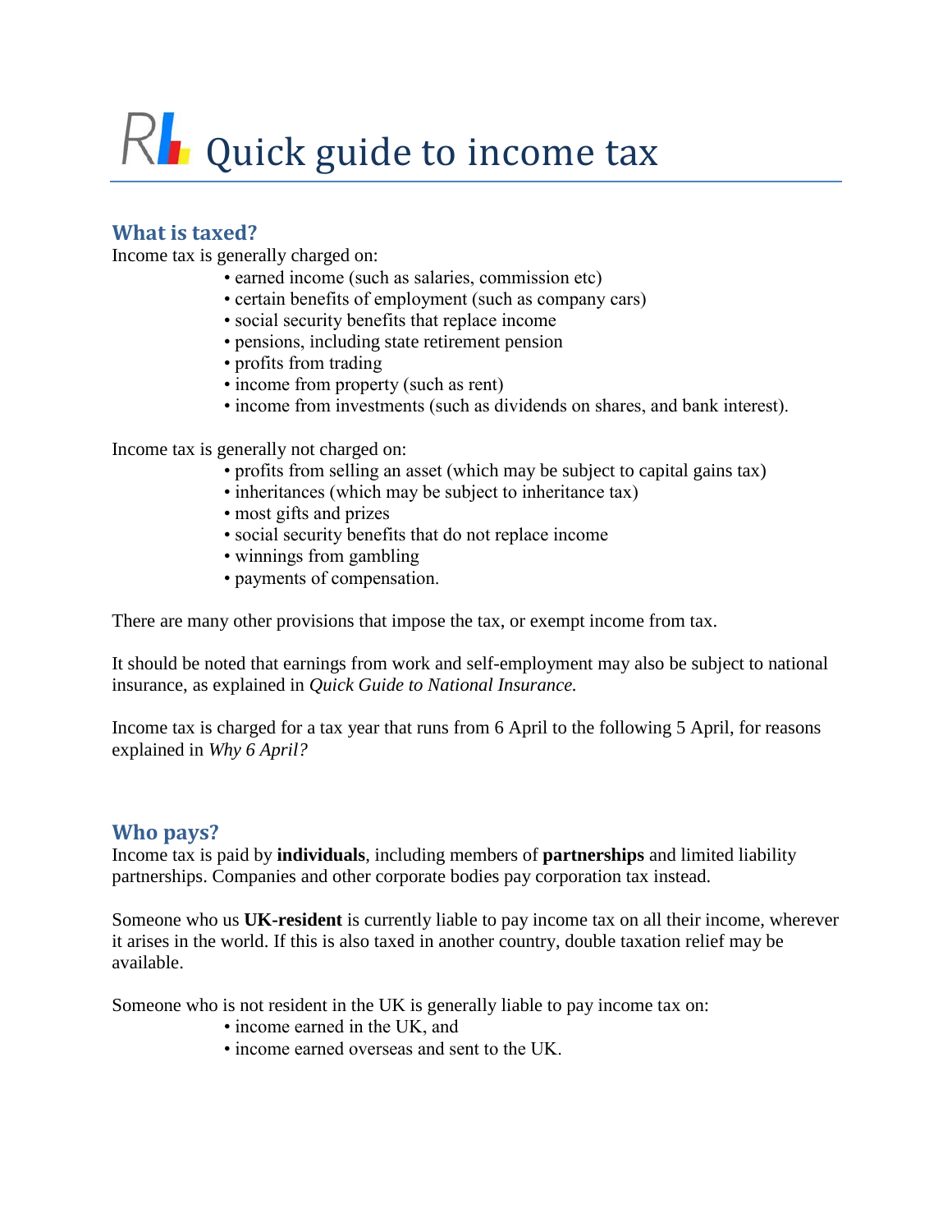# Quick guide to income tax

## What is taxed?

Income tax is generally charged on:

- earned income (such as salaries, commission etc)
- certain benefits of employment (such as company cars)
- social security benefits that replace income
- pensions, including state retirement pension
- profits from trading
- income from property (such as rent)
- income from investments (such as dividends on shares, and bank interest).

Income tax is generally not charged on:

- profits from selling an asset (which may be subject to capital gains tax)
- inheritances (which may be subject to inheritance tax)
- most gifts and prizes
- social security benefits that do not replace income
- winnings from gambling
- payments of compensation.

There are many other provisions that impose the tax, or exempt income from tax.

It should be noted that earnings from work and self-employment may also be subject to national insurance, as explained in *Quick Guide to National Insurance.*

Income tax is charged for a tax year that runs from 6 April to the following 5 April, for reasons explained in *Why 6 April?*

## Who pays?

Income tax is paid by **individuals**, including members of **partnerships** and limited liability partnerships. Companies and other corporate bodies pay corporation tax instead.

Someone who us **UK-resident** is currently liable to pay income tax on all their income, wherever it arises in the world. If this is also taxed in another country, double taxation relief may be available.

Someone who is not resident in the UK is generally liable to pay income tax on:

- income earned in the UK, and
- income earned overseas and sent to the UK.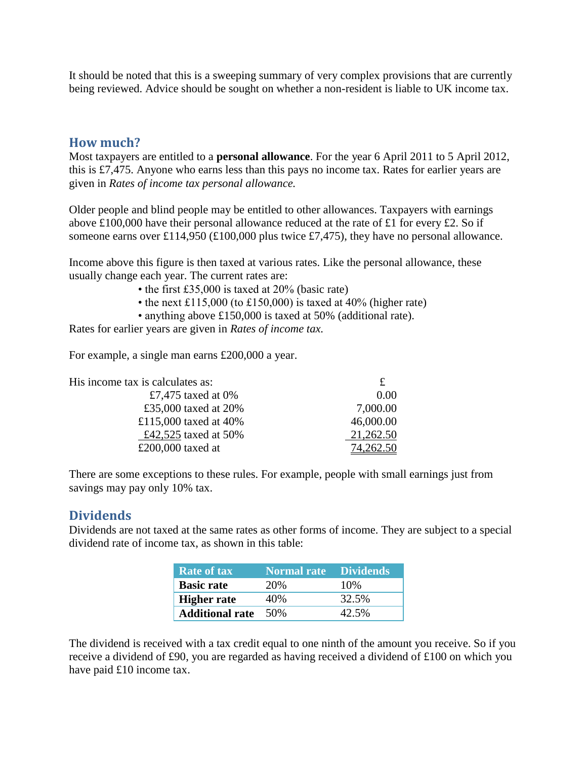It should be noted that this is a sweeping summary of very complex provisions that are currently being reviewed. Advice should be sought on whether a non-resident is liable to UK income tax.

## How much?

Most taxpayers are entitled to a **personal allowance**. For the year 6 April 2011 to 5 April 2012, this is £7,475. Anyone who earns less than this pays no income tax. Rates for earlier years are given in *Rates of income tax personal allowance.*

Older people and blind people may be entitled to other allowances. Taxpayers with earnings above £100,000 have their personal allowance reduced at the rate of £1 for every £2. So if someone earns over £114,950 (£100,000 plus twice £7,475), they have no personal allowance.

Income above this figure is then taxed at various rates. Like the personal allowance, these usually change each year. The current rates are:

- the first £35,000 is taxed at 20% (basic rate)
- the next £115,000 (to £150,000) is taxed at 40% (higher rate)
- anything above £150,000 is taxed at 50% (additional rate).

Rates for earlier years are given in *Rates of income tax.*

For example, a single man earns £200,000 a year.

| His income tax is calculates as: | £ |
|---|---|
| £7,475 taxed at 0% | 0.00 |
| £35,000 taxed at 20% | 7,000.00 |
| £115,000 taxed at 40% | 46,000.00 |
| £42,525 taxed at 50% | 21,262.50 |
| £200,000 taxed at | 74,262.50 |

There are some exceptions to these rules. For example, people with small earnings just from savings may pay only 10% tax.

## Dividends

Dividends are not taxed at the same rates as other forms of income. They are subject to a special dividend rate of income tax, as shown in this table:

| Rate of tax | Normal rate | Dividends |
|---|---|---|
| **Basic rate** | 20% | 10% |
| **Higher rate** | 40% | 32.5% |
| **Additional rate** | 50% | 42.5% |

The dividend is received with a tax credit equal to one ninth of the amount you receive. So if you receive a dividend of £90, you are regarded as having received a dividend of £100 on which you have paid £10 income tax.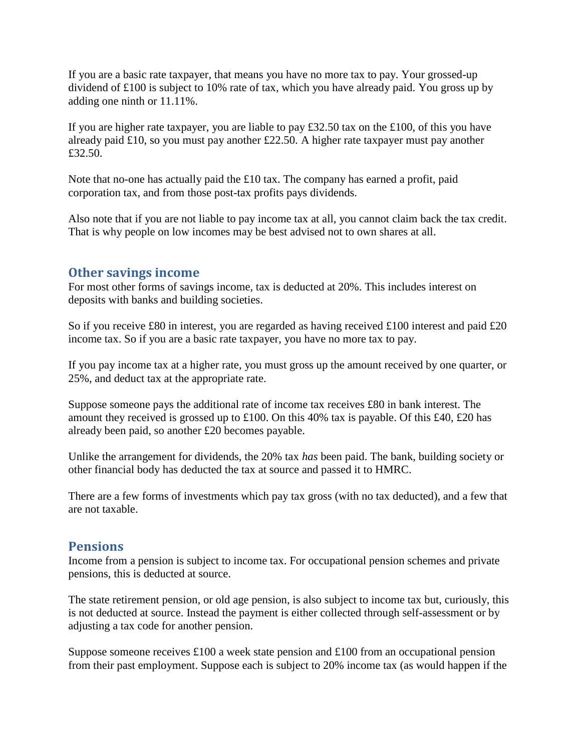If you are a basic rate taxpayer, that means you have no more tax to pay. Your grossed-up dividend of £100 is subject to 10% rate of tax, which you have already paid. You gross up by adding one ninth or 11.11%.

If you are higher rate taxpayer, you are liable to pay £32.50 tax on the £100, of this you have already paid £10, so you must pay another £22.50. A higher rate taxpayer must pay another £32.50.

Note that no-one has actually paid the £10 tax. The company has earned a profit, paid corporation tax, and from those post-tax profits pays dividends.

Also note that if you are not liable to pay income tax at all, you cannot claim back the tax credit. That is why people on low incomes may be best advised not to own shares at all.

## Other savings income

For most other forms of savings income, tax is deducted at 20%. This includes interest on deposits with banks and building societies.

So if you receive £80 in interest, you are regarded as having received £100 interest and paid £20 income tax. So if you are a basic rate taxpayer, you have no more tax to pay.

If you pay income tax at a higher rate, you must gross up the amount received by one quarter, or 25%, and deduct tax at the appropriate rate.

Suppose someone pays the additional rate of income tax receives £80 in bank interest. The amount they received is grossed up to £100. On this 40% tax is payable. Of this £40, £20 has already been paid, so another £20 becomes payable.

Unlike the arrangement for dividends, the 20% tax *has* been paid. The bank, building society or other financial body has deducted the tax at source and passed it to HMRC.

There are a few forms of investments which pay tax gross (with no tax deducted), and a few that are not taxable.

## Pensions

Income from a pension is subject to income tax. For occupational pension schemes and private pensions, this is deducted at source.

The state retirement pension, or old age pension, is also subject to income tax but, curiously, this is not deducted at source. Instead the payment is either collected through self-assessment or by adjusting a tax code for another pension.

Suppose someone receives £100 a week state pension and £100 from an occupational pension from their past employment. Suppose each is subject to 20% income tax (as would happen if the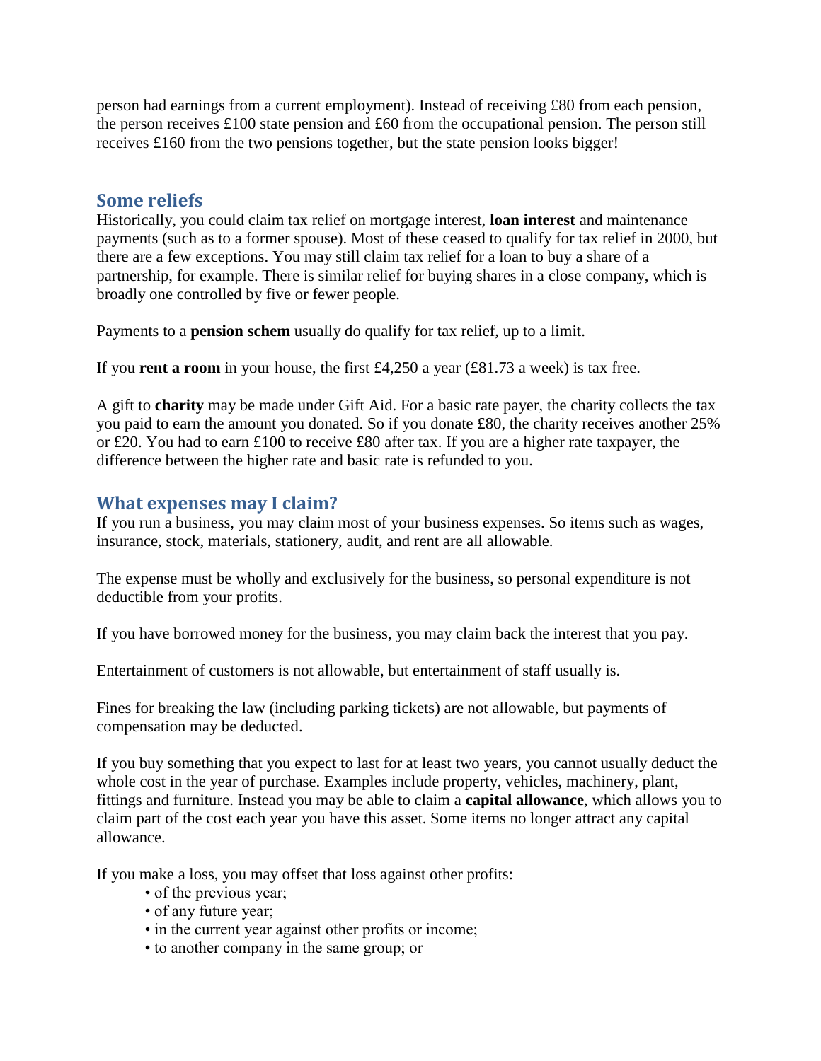person had earnings from a current employment). Instead of receiving £80 from each pension, the person receives £100 state pension and £60 from the occupational pension. The person still receives £160 from the two pensions together, but the state pension looks bigger!

## Some reliefs

Historically, you could claim tax relief on mortgage interest, **loan interest** and maintenance payments (such as to a former spouse). Most of these ceased to qualify for tax relief in 2000, but there are a few exceptions. You may still claim tax relief for a loan to buy a share of a partnership, for example. There is similar relief for buying shares in a close company, which is broadly one controlled by five or fewer people.

Payments to a **pension schem** usually do qualify for tax relief, up to a limit.

If you **rent a room** in your house, the first £4,250 a year (£81.73 a week) is tax free.

A gift to **charity** may be made under Gift Aid. For a basic rate payer, the charity collects the tax you paid to earn the amount you donated. So if you donate £80, the charity receives another 25% or £20. You had to earn £100 to receive £80 after tax. If you are a higher rate taxpayer, the difference between the higher rate and basic rate is refunded to you.

## What expenses may I claim?

If you run a business, you may claim most of your business expenses. So items such as wages, insurance, stock, materials, stationery, audit, and rent are all allowable.

The expense must be wholly and exclusively for the business, so personal expenditure is not deductible from your profits.

If you have borrowed money for the business, you may claim back the interest that you pay.

Entertainment of customers is not allowable, but entertainment of staff usually is.

Fines for breaking the law (including parking tickets) are not allowable, but payments of compensation may be deducted.

If you buy something that you expect to last for at least two years, you cannot usually deduct the whole cost in the year of purchase. Examples include property, vehicles, machinery, plant, fittings and furniture. Instead you may be able to claim a **capital allowance**, which allows you to claim part of the cost each year you have this asset. Some items no longer attract any capital allowance.

If you make a loss, you may offset that loss against other profits:

- of the previous year;
- of any future year;
- in the current year against other profits or income;
- to another company in the same group; or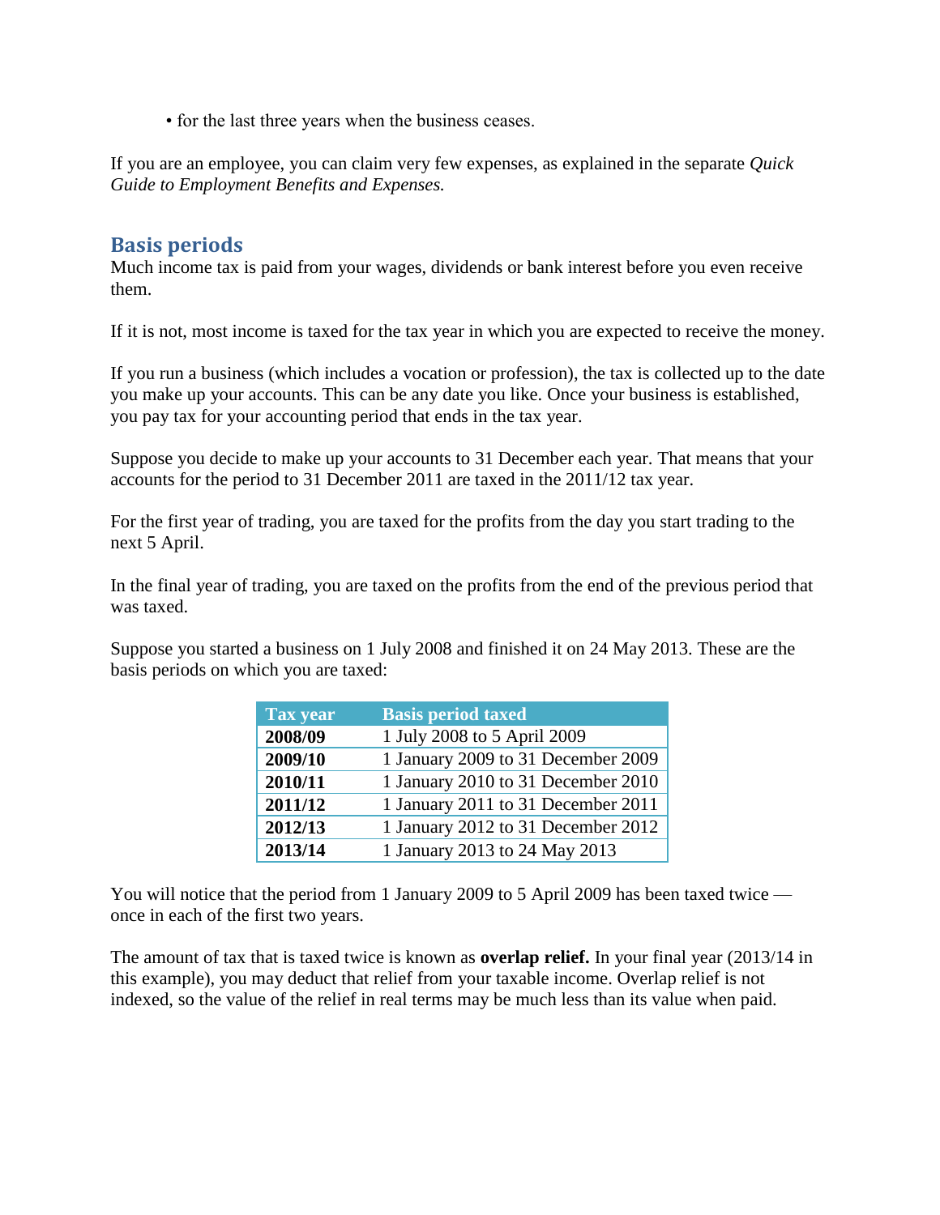- for the last three years when the business ceases.

If you are an employee, you can claim very few expenses, as explained in the separate *Quick Guide to Employment Benefits and Expenses.*

## Basis periods

Much income tax is paid from your wages, dividends or bank interest before you even receive them.

If it is not, most income is taxed for the tax year in which you are expected to receive the money.

If you run a business (which includes a vocation or profession), the tax is collected up to the date you make up your accounts. This can be any date you like. Once your business is established, you pay tax for your accounting period that ends in the tax year.

Suppose you decide to make up your accounts to 31 December each year. That means that your accounts for the period to 31 December 2011 are taxed in the 2011/12 tax year.

For the first year of trading, you are taxed for the profits from the day you start trading to the next 5 April.

In the final year of trading, you are taxed on the profits from the end of the previous period that was taxed.

Suppose you started a business on 1 July 2008 and finished it on 24 May 2013. These are the basis periods on which you are taxed:

| Tax year | Basis period taxed |
|---|---|
| **2008/09** | 1 July 2008 to 5 April 2009 |
| **2009/10** | 1 January 2009 to 31 December 2009 |
| **2010/11** | 1 January 2010 to 31 December 2010 |
| **2011/12** | 1 January 2011 to 31 December 2011 |
| **2012/13** | 1 January 2012 to 31 December 2012 |
| **2013/14** | 1 January 2013 to 24 May 2013 |

You will notice that the period from 1 January 2009 to 5 April 2009 has been taxed twice — once in each of the first two years.

The amount of tax that is taxed twice is known as **overlap relief.** In your final year (2013/14 in this example), you may deduct that relief from your taxable income. Overlap relief is not indexed, so the value of the relief in real terms may be much less than its value when paid.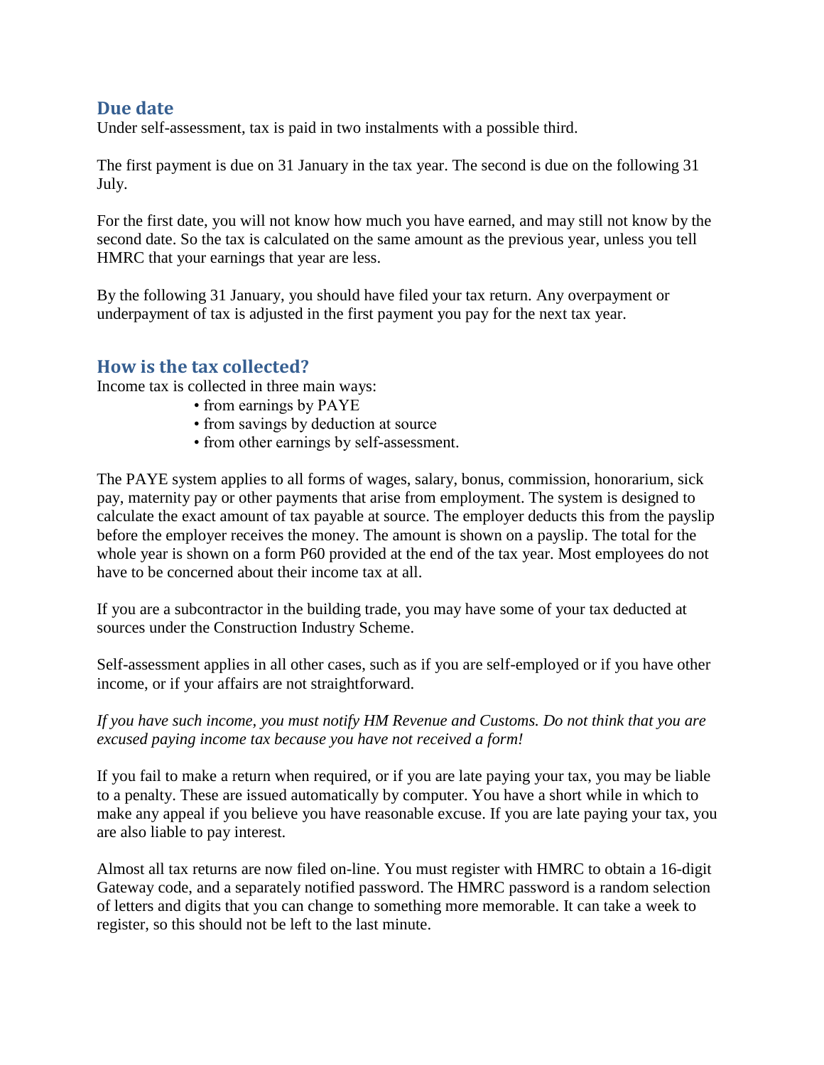## Due date

Under self-assessment, tax is paid in two instalments with a possible third.

The first payment is due on 31 January in the tax year. The second is due on the following 31 July.

For the first date, you will not know how much you have earned, and may still not know by the second date. So the tax is calculated on the same amount as the previous year, unless you tell HMRC that your earnings that year are less.

By the following 31 January, you should have filed your tax return. Any overpayment or underpayment of tax is adjusted in the first payment you pay for the next tax year.

## How is the tax collected?

Income tax is collected in three main ways:

- from earnings by PAYE
- from savings by deduction at source
- from other earnings by self-assessment.

The PAYE system applies to all forms of wages, salary, bonus, commission, honorarium, sick pay, maternity pay or other payments that arise from employment. The system is designed to calculate the exact amount of tax payable at source. The employer deducts this from the payslip before the employer receives the money. The amount is shown on a payslip. The total for the whole year is shown on a form P60 provided at the end of the tax year. Most employees do not have to be concerned about their income tax at all.

If you are a subcontractor in the building trade, you may have some of your tax deducted at sources under the Construction Industry Scheme.

Self-assessment applies in all other cases, such as if you are self-employed or if you have other income, or if your affairs are not straightforward.

*If you have such income, you must notify HM Revenue and Customs. Do not think that you are excused paying income tax because you have not received a form!*

If you fail to make a return when required, or if you are late paying your tax, you may be liable to a penalty. These are issued automatically by computer. You have a short while in which to make any appeal if you believe you have reasonable excuse. If you are late paying your tax, you are also liable to pay interest.

Almost all tax returns are now filed on-line. You must register with HMRC to obtain a 16-digit Gateway code, and a separately notified password. The HMRC password is a random selection of letters and digits that you can change to something more memorable. It can take a week to register, so this should not be left to the last minute.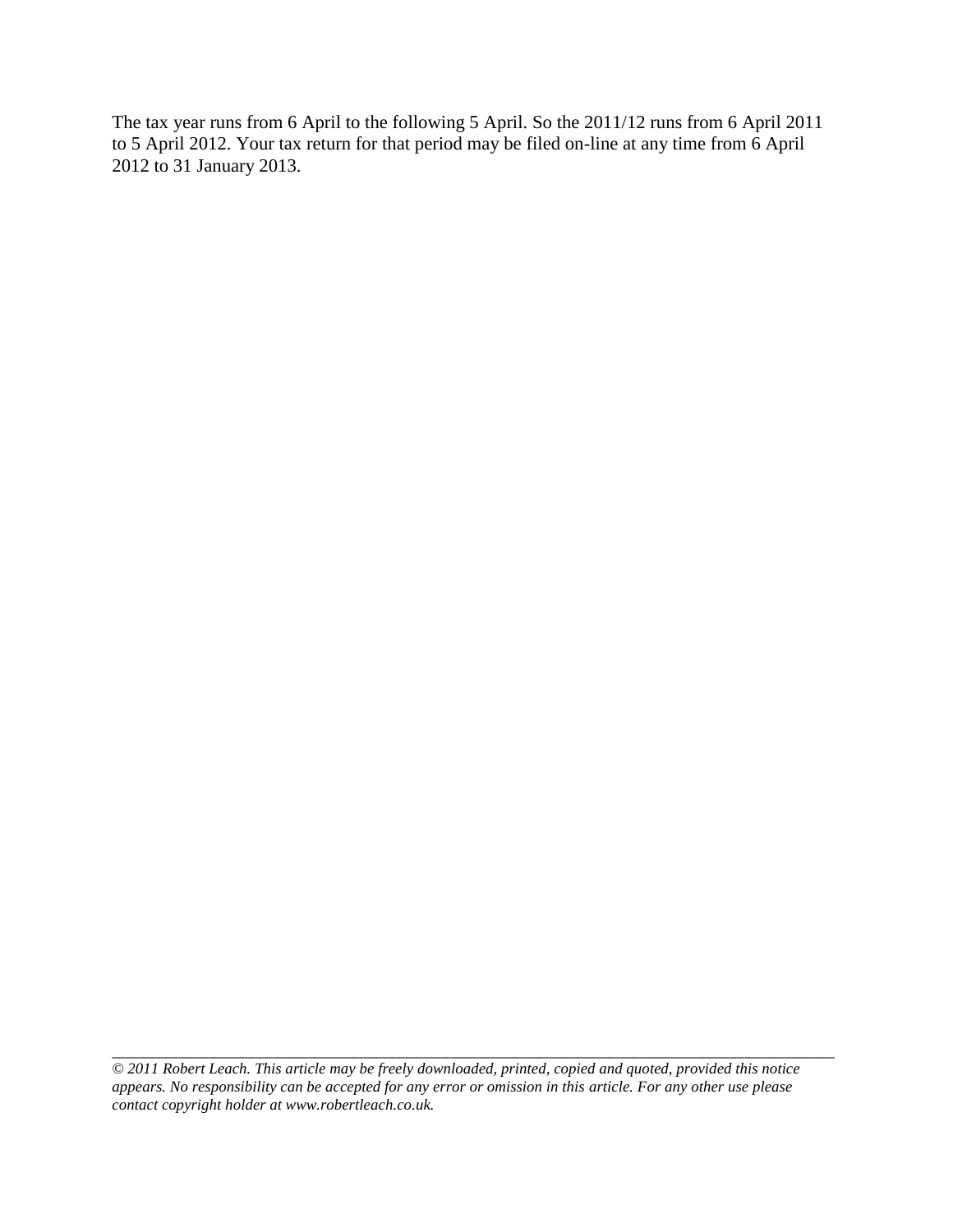The tax year runs from 6 April to the following 5 April. So the 2011/12 runs from 6 April 2011 to 5 April 2012. Your tax return for that period may be filed on-line at any time from 6 April 2012 to 31 January 2013.